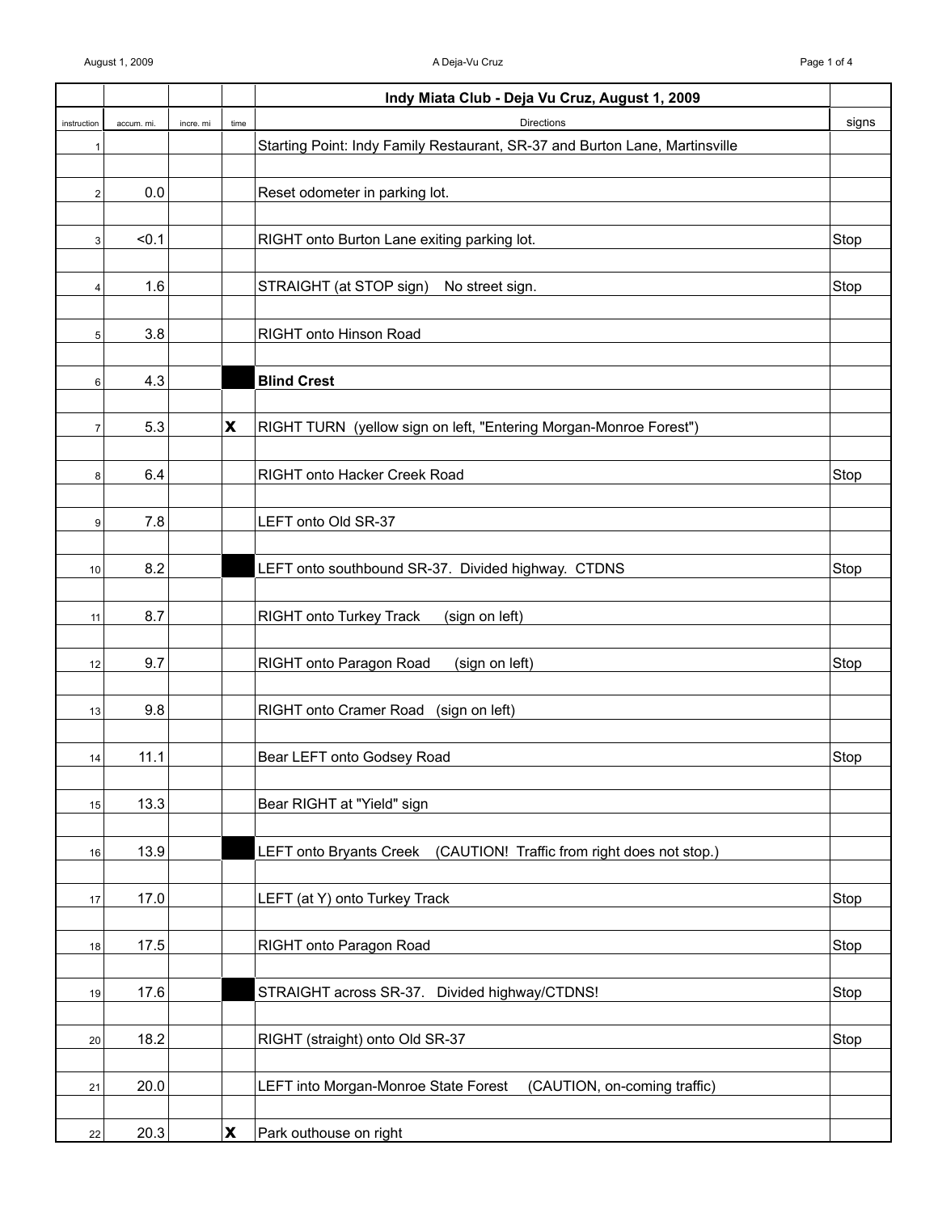| instruction | accum. mi. | incre. mi | time | Directions | signs |
|---|---|---|---|---|---|
| | | | | **Indy Miata Club - Deja Vu Cruz, August 1, 2009** | |
| 1 | | | | Starting Point: Indy Family Restaurant, SR-37 and Burton Lane, Martinsville | |
| 2 | 0.0 | | | Reset odometer in parking lot. | |
| 3 | <0.1 | | | RIGHT onto Burton Lane exiting parking lot. | Stop |
| 4 | 1.6 | | | STRAIGHT (at STOP sign) No street sign. | Stop |
| 5 | 3.8 | | | RIGHT onto Hinson Road | |
| 6 | 4.3 | | ■ | **Blind Crest** | |
| 7 | 5.3 | | **X** | RIGHT TURN (yellow sign on left, "Entering Morgan-Monroe Forest") | |
| 8 | 6.4 | | | RIGHT onto Hacker Creek Road | Stop |
| 9 | 7.8 | | | LEFT onto Old SR-37 | |
| 10 | 8.2 | | ■ | LEFT onto southbound SR-37. Divided highway. CTDNS | Stop |
| 11 | 8.7 | | | RIGHT onto Turkey Track (sign on left) | |
| 12 | 9.7 | | | RIGHT onto Paragon Road (sign on left) | Stop |
| 13 | 9.8 | | | RIGHT onto Cramer Road (sign on left) | |
| 14 | 11.1 | | | Bear LEFT onto Godsey Road | Stop |
| 15 | 13.3 | | | Bear RIGHT at "Yield" sign | |
| 16 | 13.9 | | ■ | LEFT onto Bryants Creek (CAUTION! Traffic from right does not stop.) | |
| 17 | 17.0 | | | LEFT (at Y) onto Turkey Track | Stop |
| 18 | 17.5 | | | RIGHT onto Paragon Road | Stop |
| 19 | 17.6 | | ■ | STRAIGHT across SR-37. Divided highway/CTDNS! | Stop |
| 20 | 18.2 | | | RIGHT (straight) onto Old SR-37 | Stop |
| 21 | 20.0 | | | LEFT into Morgan-Monroe State Forest (CAUTION, on-coming traffic) | |
| 22 | 20.3 | | **X** | Park outhouse on right | |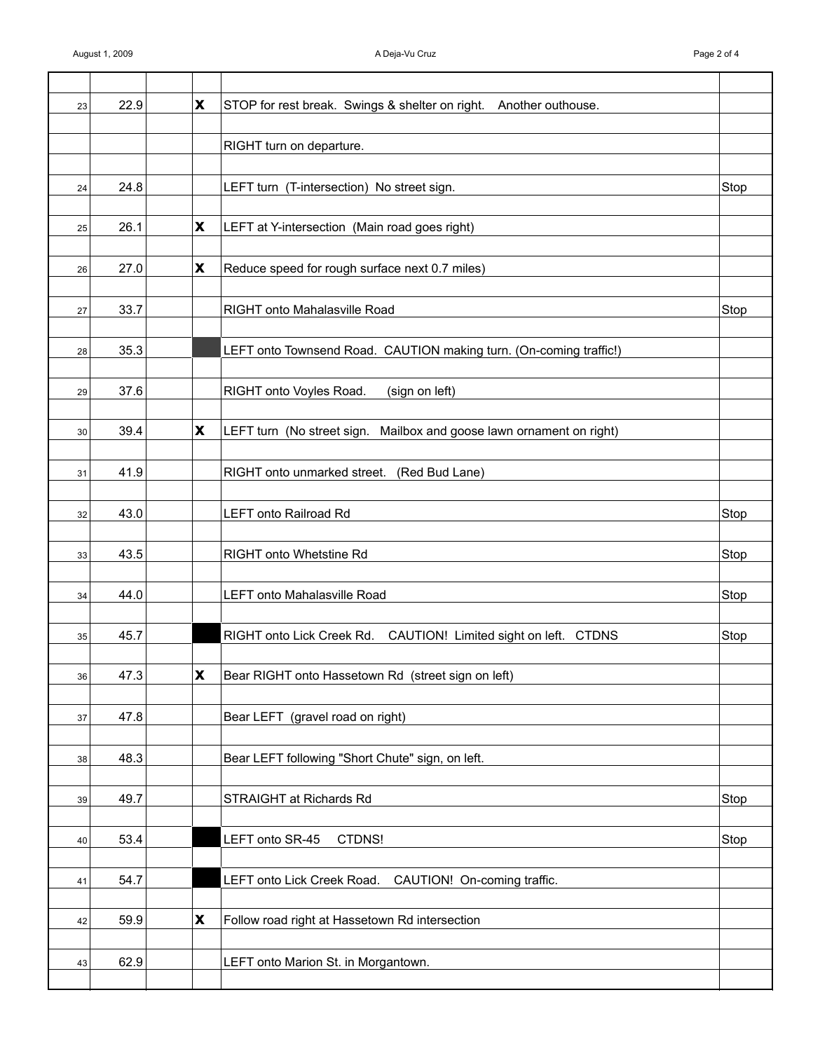| | | | | | |
|---|---|---|---|---|---|
| 23 | 22.9 | | X | STOP for rest break. Swings & shelter on right. Another outhouse. | |
| | | | | RIGHT turn on departure. | |
| 24 | 24.8 | | | LEFT turn (T-intersection) No street sign. | Stop |
| 25 | 26.1 | | X | LEFT at Y-intersection (Main road goes right) | |
| 26 | 27.0 | | X | Reduce speed for rough surface next 0.7 miles) | |
| 27 | 33.7 | | | RIGHT onto Mahalasville Road | Stop |
| 28 | 35.3 | | ■ | LEFT onto Townsend Road. CAUTION making turn. (On-coming traffic!) | |
| 29 | 37.6 | | | RIGHT onto Voyles Road. (sign on left) | |
| 30 | 39.4 | | X | LEFT turn (No street sign. Mailbox and goose lawn ornament on right) | |
| 31 | 41.9 | | | RIGHT onto unmarked street. (Red Bud Lane) | |
| 32 | 43.0 | | | LEFT onto Railroad Rd | Stop |
| 33 | 43.5 | | | RIGHT onto Whetstine Rd | Stop |
| 34 | 44.0 | | | LEFT onto Mahalasville Road | Stop |
| 35 | 45.7 | | ■ | RIGHT onto Lick Creek Rd. CAUTION! Limited sight on left. CTDNS | Stop |
| 36 | 47.3 | | X | Bear RIGHT onto Hassetown Rd (street sign on left) | |
| 37 | 47.8 | | | Bear LEFT (gravel road on right) | |
| 38 | 48.3 | | | Bear LEFT following "Short Chute" sign, on left. | |
| 39 | 49.7 | | | STRAIGHT at Richards Rd | Stop |
| 40 | 53.4 | | ■ | LEFT onto SR-45 CTDNS! | Stop |
| 41 | 54.7 | | ■ | LEFT onto Lick Creek Road. CAUTION! On-coming traffic. | |
| 42 | 59.9 | | X | Follow road right at Hassetown Rd intersection | |
| 43 | 62.9 | | | LEFT onto Marion St. in Morgantown. | |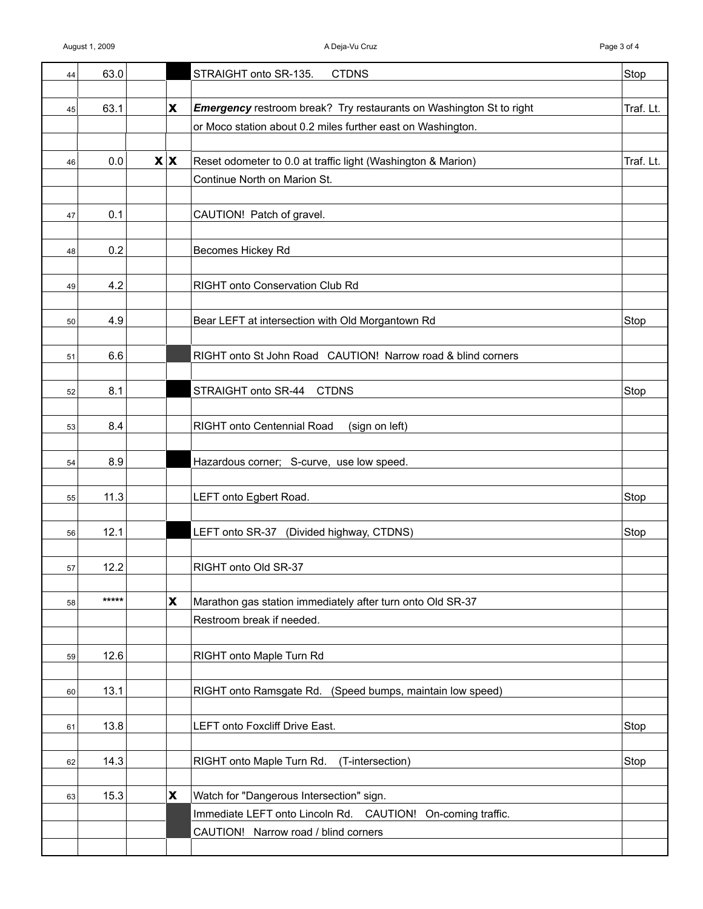| # | Mileage | | | Direction | Stop |
|---|---|---|---|---|---|
| 44 | 63.0 | | | STRAIGHT onto SR-135.     CTDNS | Stop |
| 45 | 63.1 | | X | ***Emergency*** restroom break? Try restaurants on Washington St to right or Moco station about 0.2 miles further east on Washington. | Traf. Lt. |
| 46 | 0.0 | X | X | Reset odometer to 0.0 at traffic light (Washington & Marion) Continue North on Marion St. | Traf. Lt. |
| 47 | 0.1 | | | CAUTION! Patch of gravel. | |
| 48 | 0.2 | | | Becomes Hickey Rd | |
| 49 | 4.2 | | | RIGHT onto Conservation Club Rd | |
| 50 | 4.9 | | | Bear LEFT at intersection with Old Morgantown Rd | Stop |
| 51 | 6.6 | | | RIGHT onto St John Road   CAUTION! Narrow road & blind corners | |
| 52 | 8.1 | | | STRAIGHT onto SR-44    CTDNS | Stop |
| 53 | 8.4 | | | RIGHT onto Centennial Road     (sign on left) | |
| 54 | 8.9 | | | Hazardous corner;  S-curve, use low speed. | |
| 55 | 11.3 | | | LEFT onto Egbert Road. | Stop |
| 56 | 12.1 | | | LEFT onto SR-37  (Divided highway, CTDNS) | Stop |
| 57 | 12.2 | | | RIGHT onto Old SR-37 | |
| 58 | ***** | | X | Marathon gas station immediately after turn onto Old SR-37 Restroom break if needed. | |
| 59 | 12.6 | | | RIGHT onto Maple Turn Rd | |
| 60 | 13.1 | | | RIGHT onto Ramsgate Rd.  (Speed bumps, maintain low speed) | |
| 61 | 13.8 | | | LEFT onto Foxcliff Drive East. | Stop |
| 62 | 14.3 | | | RIGHT onto Maple Turn Rd.   (T-intersection) | Stop |
| 63 | 15.3 | | X | Watch for "Dangerous Intersection" sign. Immediate LEFT onto Lincoln Rd.   CAUTION!  On-coming traffic. CAUTION!  Narrow road / blind corners | |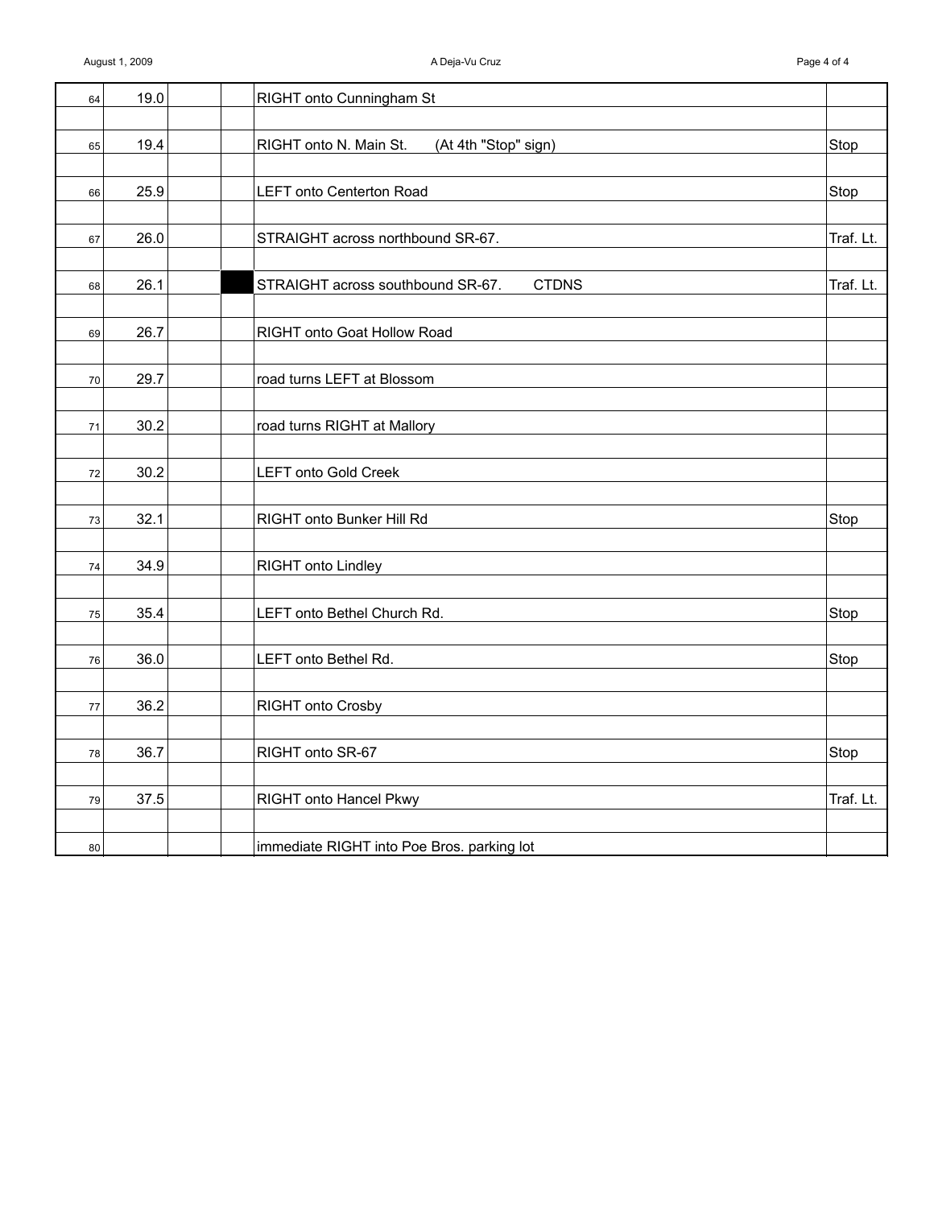| | | | | | |
|---|---|---|---|---|---|
| 64 | 19.0 | | | RIGHT onto Cunningham St | |
| | | | | | |
| 65 | 19.4 | | | RIGHT onto N. Main St. (At 4th "Stop" sign) | Stop |
| | | | | | |
| 66 | 25.9 | | | LEFT onto Centerton Road | Stop |
| | | | | | |
| 67 | 26.0 | | | STRAIGHT across northbound SR-67. | Traf. Lt. |
| | | | | | |
| 68 | 26.1 | | ■ | STRAIGHT across southbound SR-67. CTDNS | Traf. Lt. |
| | | | | | |
| 69 | 26.7 | | | RIGHT onto Goat Hollow Road | |
| | | | | | |
| 70 | 29.7 | | | road turns LEFT at Blossom | |
| | | | | | |
| 71 | 30.2 | | | road turns RIGHT at Mallory | |
| | | | | | |
| 72 | 30.2 | | | LEFT onto Gold Creek | |
| | | | | | |
| 73 | 32.1 | | | RIGHT onto Bunker Hill Rd | Stop |
| | | | | | |
| 74 | 34.9 | | | RIGHT onto Lindley | |
| | | | | | |
| 75 | 35.4 | | | LEFT onto Bethel Church Rd. | Stop |
| | | | | | |
| 76 | 36.0 | | | LEFT onto Bethel Rd. | Stop |
| | | | | | |
| 77 | 36.2 | | | RIGHT onto Crosby | |
| | | | | | |
| 78 | 36.7 | | | RIGHT onto SR-67 | Stop |
| | | | | | |
| 79 | 37.5 | | | RIGHT onto Hancel Pkwy | Traf. Lt. |
| | | | | | |
| 80 | | | | immediate RIGHT into Poe Bros. parking lot | |